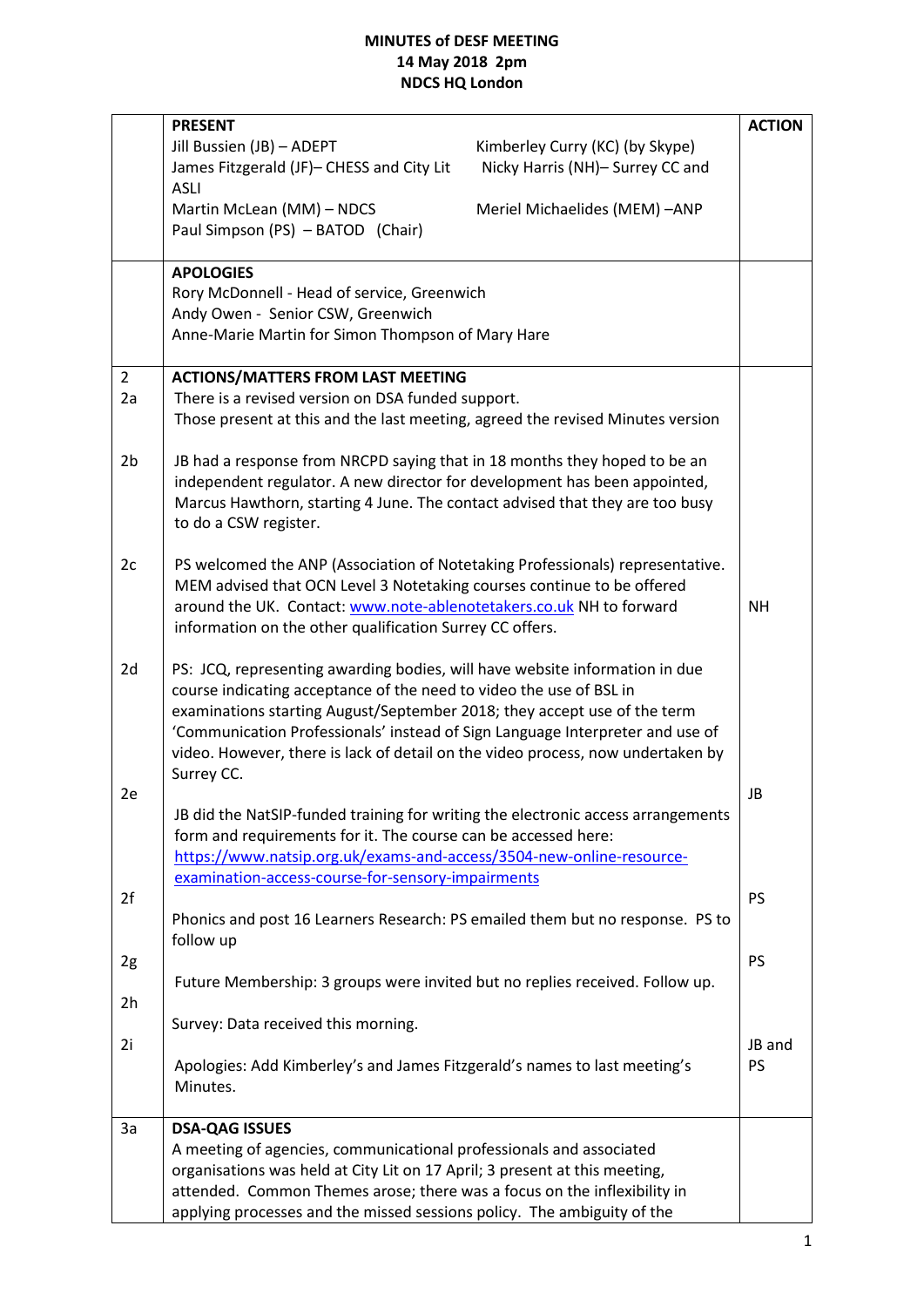**MINUTES of DESF MEETING**
**14 May 2018 2pm**
**NDCS HQ London**

| | | ACTION |
|---|---|---|
| | **PRESENT**<br>Jill Bussien (JB) – ADEPT<br>James Fitzgerald (JF)– CHESS and City Lit<br>Martin McLean (MM) – NDCS<br>Paul Simpson (PS) – BATOD (Chair)<br>Kimberley Curry (KC) (by Skype)<br>Nicky Harris (NH)– Surrey CC and ASLI<br>Meriel Michaelides (MEM) –ANP | |
| | **APOLOGIES**<br>Rory McDonnell - Head of service, Greenwich<br>Andy Owen - Senior CSW, Greenwich<br>Anne-Marie Martin for Simon Thompson of Mary Hare | |
| 2 | **ACTIONS/MATTERS FROM LAST MEETING** | |
| 2a | There is a revised version on DSA funded support.<br>Those present at this and the last meeting, agreed the revised Minutes version | |
| 2b | JB had a response from NRCPD saying that in 18 months they hoped to be an independent regulator. A new director for development has been appointed, Marcus Hawthorn, starting 4 June. The contact advised that they are too busy to do a CSW register. | |
| 2c | PS welcomed the ANP (Association of Notetaking Professionals) representative. MEM advised that OCN Level 3 Notetaking courses continue to be offered around the UK. Contact: www.note-ablenotetakers.co.uk NH to forward information on the other qualification Surrey CC offers. | NH |
| 2d | PS: JCQ, representing awarding bodies, will have website information in due course indicating acceptance of the need to video the use of BSL in examinations starting August/September 2018; they accept use of the term 'Communication Professionals' instead of Sign Language Interpreter and use of video. However, there is lack of detail on the video process, now undertaken by Surrey CC. | |
| 2e | JB did the NatSIP-funded training for writing the electronic access arrangements form and requirements for it. The course can be accessed here: https://www.natsip.org.uk/exams-and-access/3504-new-online-resource-examination-access-course-for-sensory-impairments | JB |
| 2f | Phonics and post 16 Learners Research: PS emailed them but no response. PS to follow up | PS |
| 2g | Future Membership: 3 groups were invited but no replies received. Follow up. | PS |
| 2h | Survey: Data received this morning. | |
| 2i | Apologies: Add Kimberley's and James Fitzgerald's names to last meeting's Minutes. | JB and PS |
| 3a | **DSA-QAG ISSUES**<br>A meeting of agencies, communicational professionals and associated organisations was held at City Lit on 17 April; 3 present at this meeting, attended. Common Themes arose; there was a focus on the inflexibility in applying processes and the missed sessions policy. The ambiguity of the | |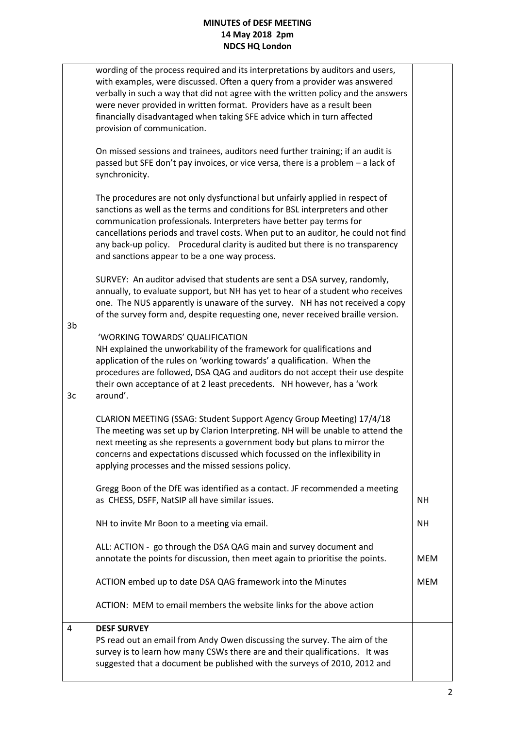| | | |
|---|---|---|
| | wording of the process required and its interpretations by auditors and users, with examples, were discussed. Often a query from a provider was answered verbally in such a way that did not agree with the written policy and the answers were never provided in written format. Providers have as a result been financially disadvantaged when taking SFE advice which in turn affected provision of communication.<br><br>On missed sessions and trainees, auditors need further training; if an audit is passed but SFE don't pay invoices, or vice versa, there is a problem – a lack of synchronicity.<br><br>The procedures are not only dysfunctional but unfairly applied in respect of sanctions as well as the terms and conditions for BSL interpreters and other communication professionals. Interpreters have better pay terms for cancellations periods and travel costs. When put to an auditor, he could not find any back-up policy. Procedural clarity is audited but there is no transparency and sanctions appear to be a one way process.<br><br>SURVEY: An auditor advised that students are sent a DSA survey, randomly, annually, to evaluate support, but NH has yet to hear of a student who receives one. The NUS apparently is unaware of the survey. NH has not received a copy of the survey form and, despite requesting one, never received braille version. | |
| 3b | 'WORKING TOWARDS' QUALIFICATION<br>NH explained the unworkability of the framework for qualifications and application of the rules on 'working towards' a qualification. When the procedures are followed, DSA QAG and auditors do not accept their use despite their own acceptance of at 2 least precedents. NH however, has a 'work around'. | |
| 3c | CLARION MEETING (SSAG: Student Support Agency Group Meeting) 17/4/18<br>The meeting was set up by Clarion Interpreting. NH will be unable to attend the next meeting as she represents a government body but plans to mirror the concerns and expectations discussed which focussed on the inflexibility in applying processes and the missed sessions policy.<br><br>Gregg Boon of the DfE was identified as a contact. JF recommended a meeting as CHESS, DSFF, NatSIP all have similar issues. | NH |
| | NH to invite Mr Boon to a meeting via email. | NH |
| | ALL: ACTION - go through the DSA QAG main and survey document and annotate the points for discussion, then meet again to prioritise the points. | MEM |
| | ACTION embed up to date DSA QAG framework into the Minutes | MEM |
| | ACTION: MEM to email members the website links for the above action | |
| 4 | **DESF SURVEY**<br>PS read out an email from Andy Owen discussing the survey. The aim of the survey is to learn how many CSWs there are and their qualifications. It was suggested that a document be published with the surveys of 2010, 2012 and | |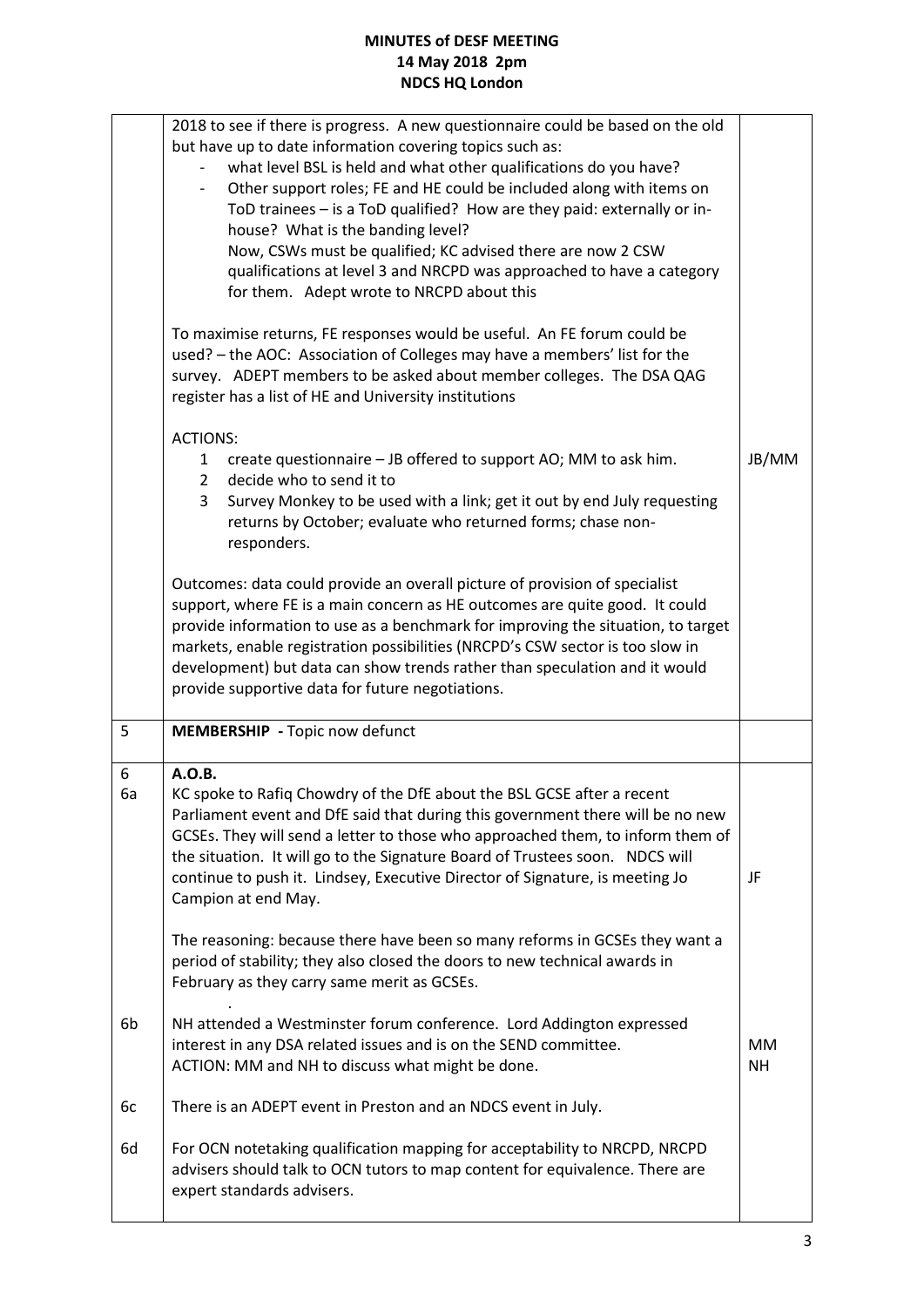# MINUTES of DESF MEETING
# 14 May 2018 2pm
# NDCS HQ London

| | | |
|---|---|---|
| | 2018 to see if there is progress. A new questionnaire could be based on the old but have up to date information covering topics such as:<br>- what level BSL is held and what other qualifications do you have?<br>- Other support roles; FE and HE could be included along with items on ToD trainees – is a ToD qualified? How are they paid: externally or in-house? What is the banding level?<br>Now, CSWs must be qualified; KC advised there are now 2 CSW qualifications at level 3 and NRCPD was approached to have a category for them. Adept wrote to NRCPD about this<br><br>To maximise returns, FE responses would be useful. An FE forum could be used? – the AOC: Association of Colleges may have a members' list for the survey. ADEPT members to be asked about member colleges. The DSA QAG register has a list of HE and University institutions<br><br>ACTIONS:<br>1 create questionnaire – JB offered to support AO; MM to ask him.<br>2 decide who to send it to<br>3 Survey Monkey to be used with a link; get it out by end July requesting returns by October; evaluate who returned forms; chase non-responders.<br><br>Outcomes: data could provide an overall picture of provision of specialist support, where FE is a main concern as HE outcomes are quite good. It could provide information to use as a benchmark for improving the situation, to target markets, enable registration possibilities (NRCPD's CSW sector is too slow in development) but data can show trends rather than speculation and it would provide supportive data for future negotiations. | JB/MM |
| 5 | **MEMBERSHIP** - Topic now defunct | |
| 6<br>6a | **A.O.B.**<br>KC spoke to Rafiq Chowdry of the DfE about the BSL GCSE after a recent Parliament event and DfE said that during this government there will be no new GCSEs. They will send a letter to those who approached them, to inform them of the situation. It will go to the Signature Board of Trustees soon. NDCS will continue to push it. Lindsey, Executive Director of Signature, is meeting Jo Campion at end May.<br><br>The reasoning: because there have been so many reforms in GCSEs they want a period of stability; they also closed the doors to new technical awards in February as they carry same merit as GCSEs. | JF |
| 6b | NH attended a Westminster forum conference. Lord Addington expressed interest in any DSA related issues and is on the SEND committee.<br>ACTION: MM and NH to discuss what might be done. | MM<br>NH |
| 6c | There is an ADEPT event in Preston and an NDCS event in July. | |
| 6d | For OCN notetaking qualification mapping for acceptability to NRCPD, NRCPD advisers should talk to OCN tutors to map content for equivalence. There are expert standards advisers. | |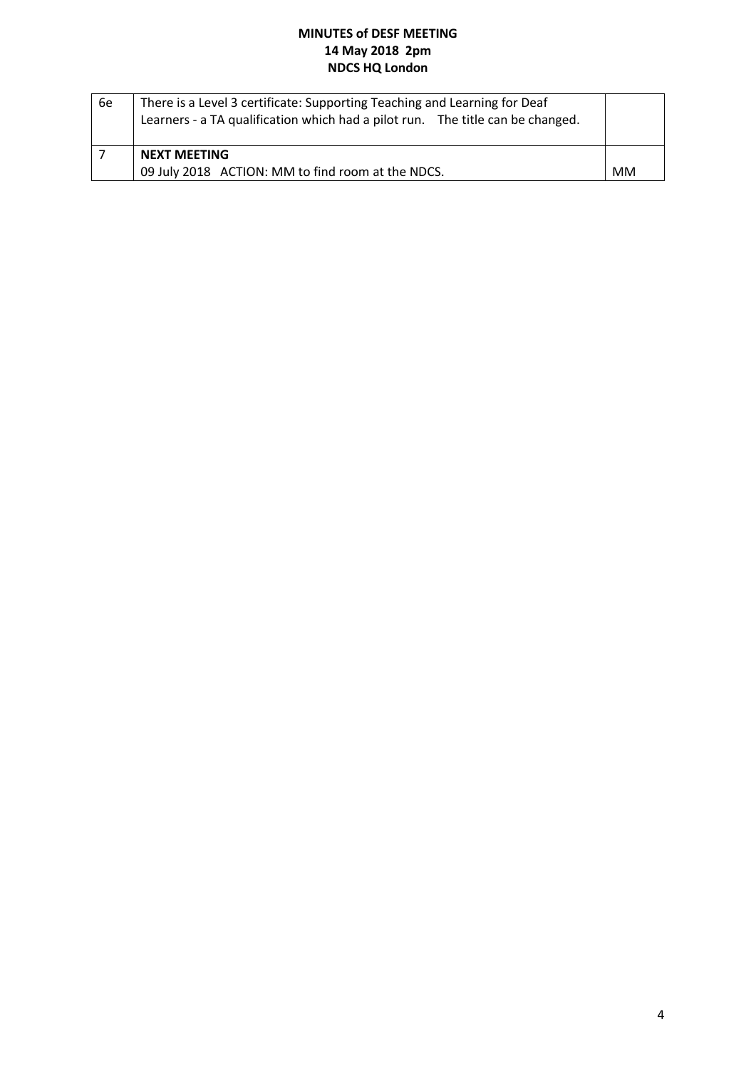| | | |
|---|---|---|
| 6e | There is a Level 3 certificate: Supporting Teaching and Learning for Deaf Learners - a TA qualification which had a pilot run. The title can be changed. | |
| 7 | **NEXT MEETING**<br>09 July 2018 ACTION: MM to find room at the NDCS. | MM |